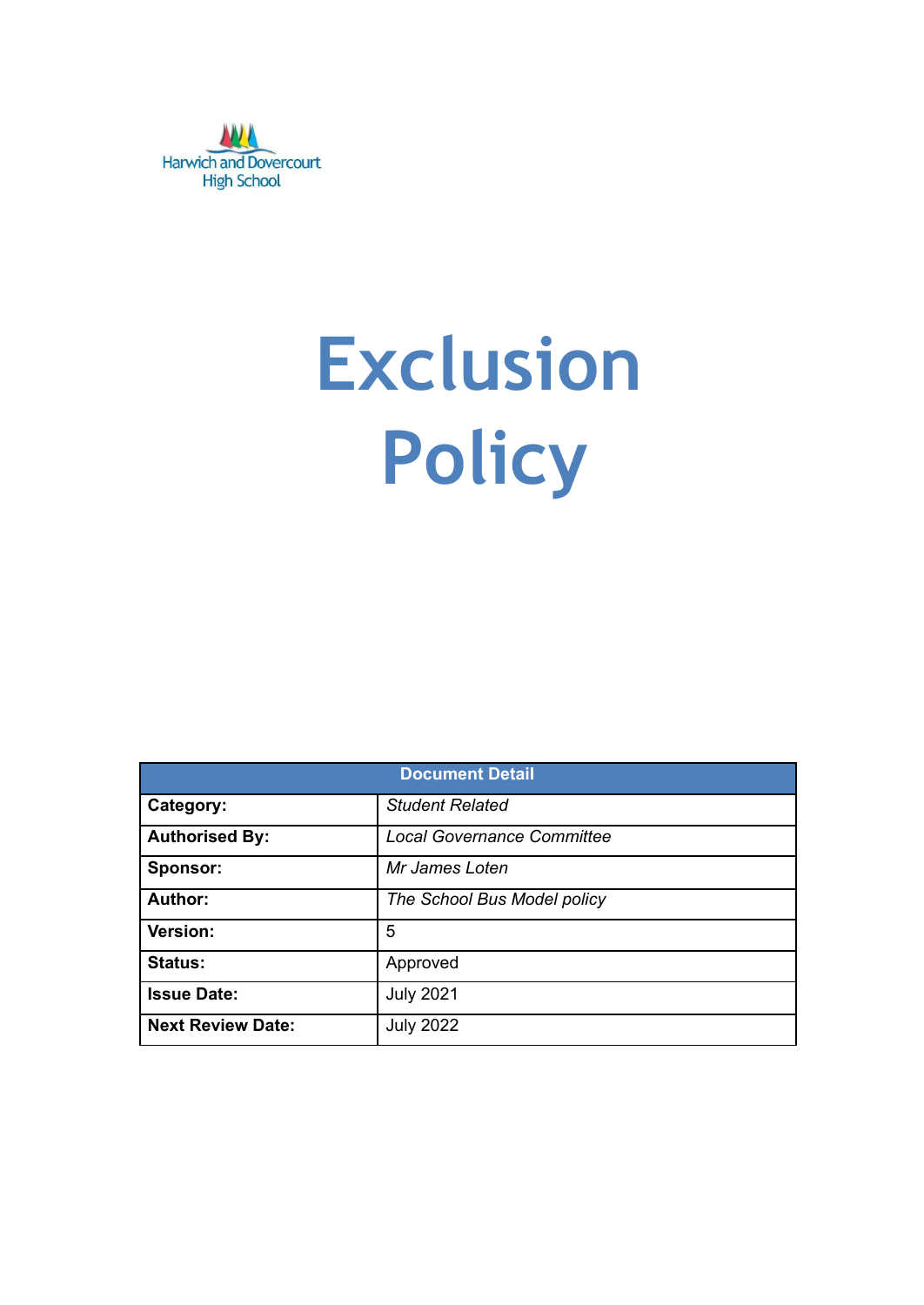Harwich and Dovercourt High School

# Exclusion Policy

| Document Detail | |
|---|---|
| **Category:** | *Student Related* |
| **Authorised By:** | *Local Governance Committee* |
| **Sponsor:** | *Mr James Loten* |
| **Author:** | *The School Bus Model policy* |
| **Version:** | 5 |
| **Status:** | Approved |
| **Issue Date:** | July 2021 |
| **Next Review Date:** | July 2022 |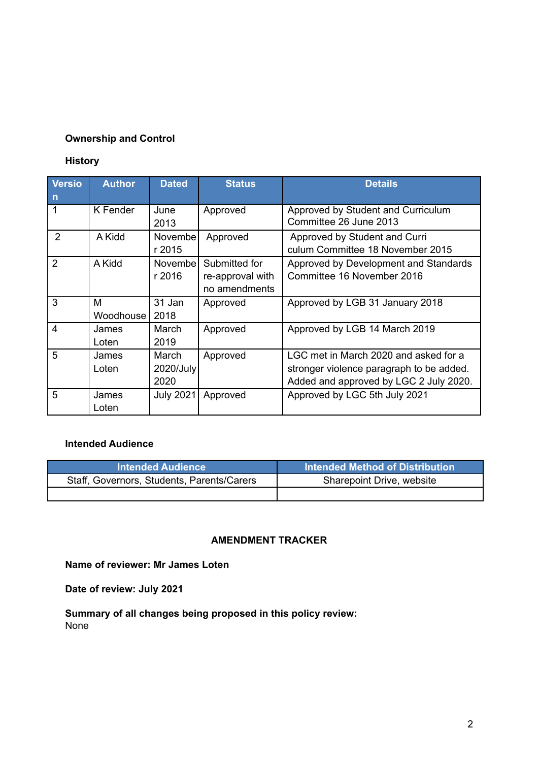**Ownership and Control**

**History**

| Version | Author | Dated | Status | Details |
|---|---|---|---|---|
| 1 | K Fender | June 2013 | Approved | Approved by Student and Curriculum Committee 26 June 2013 |
| 2 | A Kidd | November 2015 | Approved | Approved by Student and Curriculum Committee 18 November 2015 |
| 2 | A Kidd | November 2016 | Submitted for re-approval with no amendments | Approved by Development and Standards Committee 16 November 2016 |
| 3 | M Woodhouse | 31 Jan 2018 | Approved | Approved by LGB 31 January 2018 |
| 4 | James Loten | March 2019 | Approved | Approved by LGB 14 March 2019 |
| 5 | James Loten | March 2020/July 2020 | Approved | LGC met in March 2020 and asked for a stronger violence paragraph to be added. Added and approved by LGC 2 July 2020. |
| 5 | James Loten | July 2021 | Approved | Approved by LGC 5th July 2021 |

**Intended Audience**

| Intended Audience | Intended Method of Distribution |
|---|---|
| Staff, Governors, Students, Parents/Carers | Sharepoint Drive, website |
| | |

**AMENDMENT TRACKER**

**Name of reviewer: Mr James Loten**

**Date of review: July 2021**

**Summary of all changes being proposed in this policy review:**
None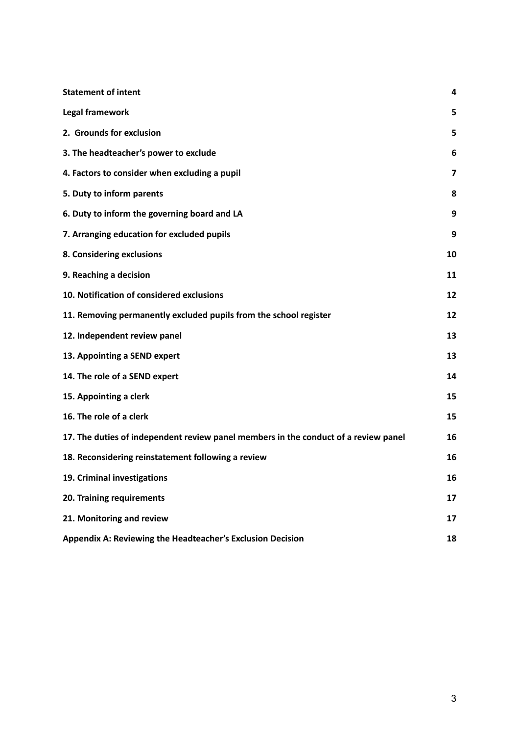| | |
|---|---|
| **Statement of intent** | **4** |
| **Legal framework** | **5** |
| **2. Grounds for exclusion** | **5** |
| **3. The headteacher's power to exclude** | **6** |
| **4. Factors to consider when excluding a pupil** | **7** |
| **5. Duty to inform parents** | **8** |
| **6. Duty to inform the governing board and LA** | **9** |
| **7. Arranging education for excluded pupils** | **9** |
| **8. Considering exclusions** | **10** |
| **9. Reaching a decision** | **11** |
| **10. Notification of considered exclusions** | **12** |
| **11. Removing permanently excluded pupils from the school register** | **12** |
| **12. Independent review panel** | **13** |
| **13. Appointing a SEND expert** | **13** |
| **14. The role of a SEND expert** | **14** |
| **15. Appointing a clerk** | **15** |
| **16. The role of a clerk** | **15** |
| **17. The duties of independent review panel members in the conduct of a review panel** | **16** |
| **18. Reconsidering reinstatement following a review** | **16** |
| **19. Criminal investigations** | **16** |
| **20. Training requirements** | **17** |
| **21. Monitoring and review** | **17** |
| **Appendix A: Reviewing the Headteacher's Exclusion Decision** | **18** |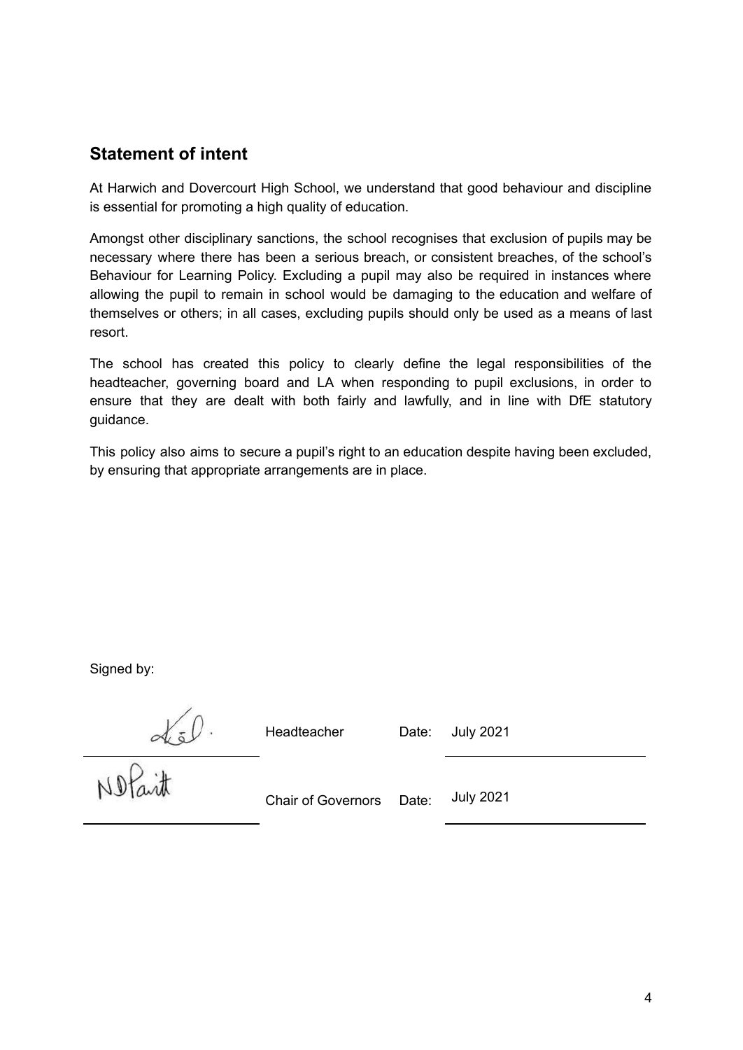## Statement of intent

At Harwich and Dovercourt High School, we understand that good behaviour and discipline is essential for promoting a high quality of education.

Amongst other disciplinary sanctions, the school recognises that exclusion of pupils may be necessary where there has been a serious breach, or consistent breaches, of the school's Behaviour for Learning Policy. Excluding a pupil may also be required in instances where allowing the pupil to remain in school would be damaging to the education and welfare of themselves or others; in all cases, excluding pupils should only be used as a means of last resort.

The school has created this policy to clearly define the legal responsibilities of the headteacher, governing board and LA when responding to pupil exclusions, in order to ensure that they are dealt with both fairly and lawfully, and in line with DfE statutory guidance.

This policy also aims to secure a pupil's right to an education despite having been excluded, by ensuring that appropriate arrangements are in place.

Signed by:

| | | | |
|---|---|---|---|
| | Headteacher | Date: | July 2021 |
| | Chair of Governors | Date: | July 2021 |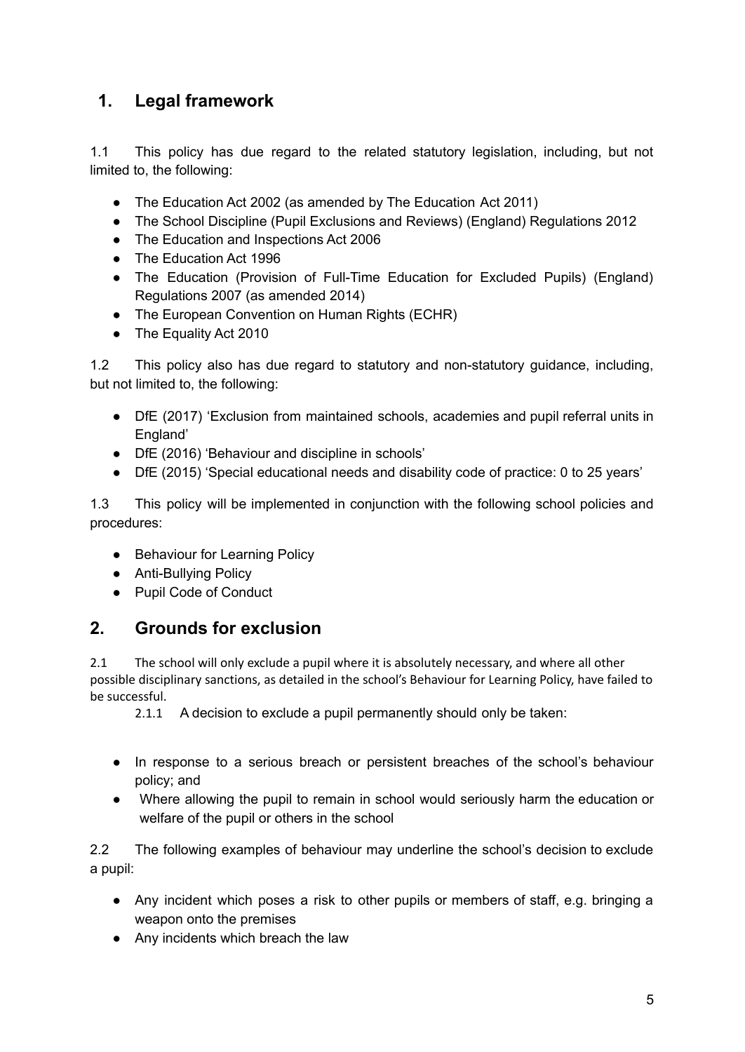## 1. Legal framework

1.1 This policy has due regard to the related statutory legislation, including, but not limited to, the following:

- The Education Act 2002 (as amended by The Education Act 2011)
- The School Discipline (Pupil Exclusions and Reviews) (England) Regulations 2012
- The Education and Inspections Act 2006
- The Education Act 1996
- The Education (Provision of Full-Time Education for Excluded Pupils) (England) Regulations 2007 (as amended 2014)
- The European Convention on Human Rights (ECHR)
- The Equality Act 2010

1.2 This policy also has due regard to statutory and non-statutory guidance, including, but not limited to, the following:

- DfE (2017) 'Exclusion from maintained schools, academies and pupil referral units in England'
- DfE (2016) 'Behaviour and discipline in schools'
- DfE (2015) 'Special educational needs and disability code of practice: 0 to 25 years'

1.3 This policy will be implemented in conjunction with the following school policies and procedures:

- Behaviour for Learning Policy
- Anti-Bullying Policy
- Pupil Code of Conduct

## 2. Grounds for exclusion

2.1 The school will only exclude a pupil where it is absolutely necessary, and where all other possible disciplinary sanctions, as detailed in the school's Behaviour for Learning Policy, have failed to be successful.

2.1.1 A decision to exclude a pupil permanently should only be taken:

- In response to a serious breach or persistent breaches of the school's behaviour policy; and
- Where allowing the pupil to remain in school would seriously harm the education or welfare of the pupil or others in the school

2.2 The following examples of behaviour may underline the school's decision to exclude a pupil:

- Any incident which poses a risk to other pupils or members of staff, e.g. bringing a weapon onto the premises
- Any incidents which breach the law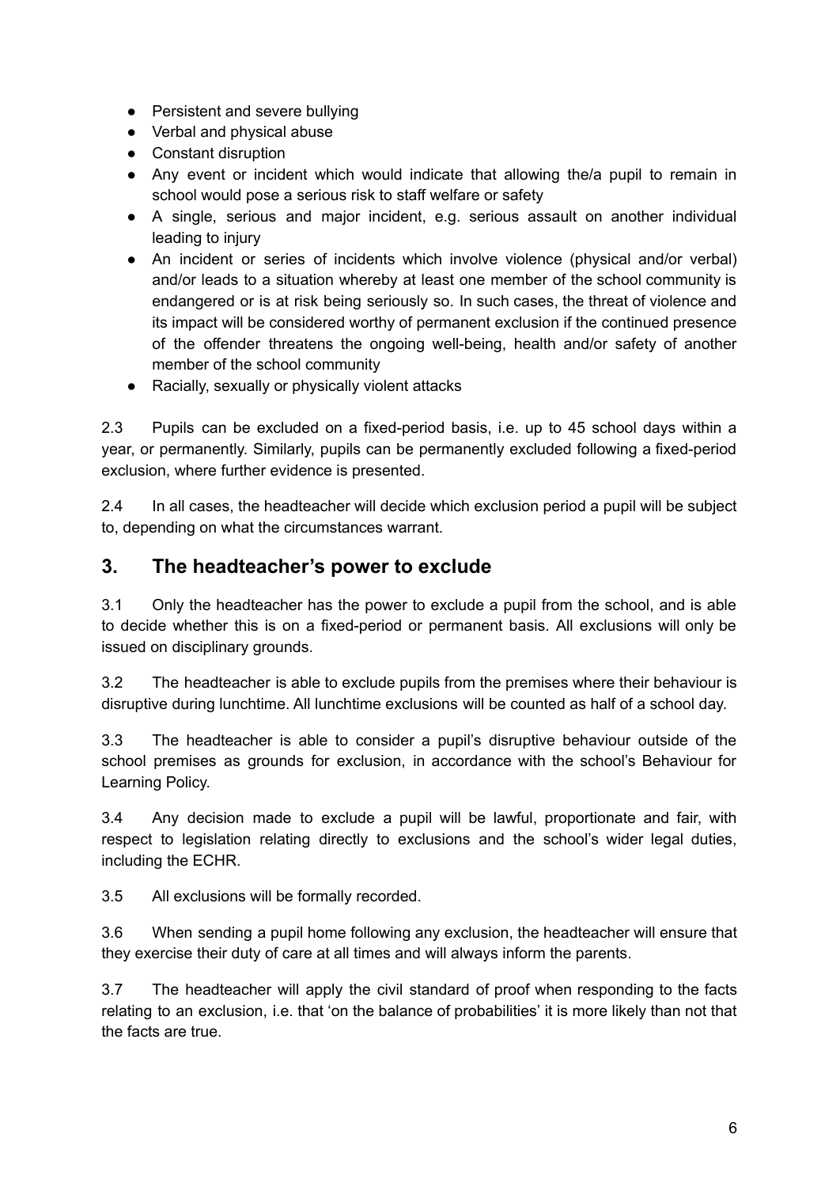- Persistent and severe bullying
- Verbal and physical abuse
- Constant disruption
- Any event or incident which would indicate that allowing the/a pupil to remain in school would pose a serious risk to staff welfare or safety
- A single, serious and major incident, e.g. serious assault on another individual leading to injury
- An incident or series of incidents which involve violence (physical and/or verbal) and/or leads to a situation whereby at least one member of the school community is endangered or is at risk being seriously so. In such cases, the threat of violence and its impact will be considered worthy of permanent exclusion if the continued presence of the offender threatens the ongoing well-being, health and/or safety of another member of the school community
- Racially, sexually or physically violent attacks

2.3 Pupils can be excluded on a fixed-period basis, i.e. up to 45 school days within a year, or permanently. Similarly, pupils can be permanently excluded following a fixed-period exclusion, where further evidence is presented.

2.4 In all cases, the headteacher will decide which exclusion period a pupil will be subject to, depending on what the circumstances warrant.

## 3. The headteacher's power to exclude

3.1 Only the headteacher has the power to exclude a pupil from the school, and is able to decide whether this is on a fixed-period or permanent basis. All exclusions will only be issued on disciplinary grounds.

3.2 The headteacher is able to exclude pupils from the premises where their behaviour is disruptive during lunchtime. All lunchtime exclusions will be counted as half of a school day.

3.3 The headteacher is able to consider a pupil's disruptive behaviour outside of the school premises as grounds for exclusion, in accordance with the school's Behaviour for Learning Policy.

3.4 Any decision made to exclude a pupil will be lawful, proportionate and fair, with respect to legislation relating directly to exclusions and the school's wider legal duties, including the ECHR.

3.5 All exclusions will be formally recorded.

3.6 When sending a pupil home following any exclusion, the headteacher will ensure that they exercise their duty of care at all times and will always inform the parents.

3.7 The headteacher will apply the civil standard of proof when responding to the facts relating to an exclusion, i.e. that 'on the balance of probabilities' it is more likely than not that the facts are true.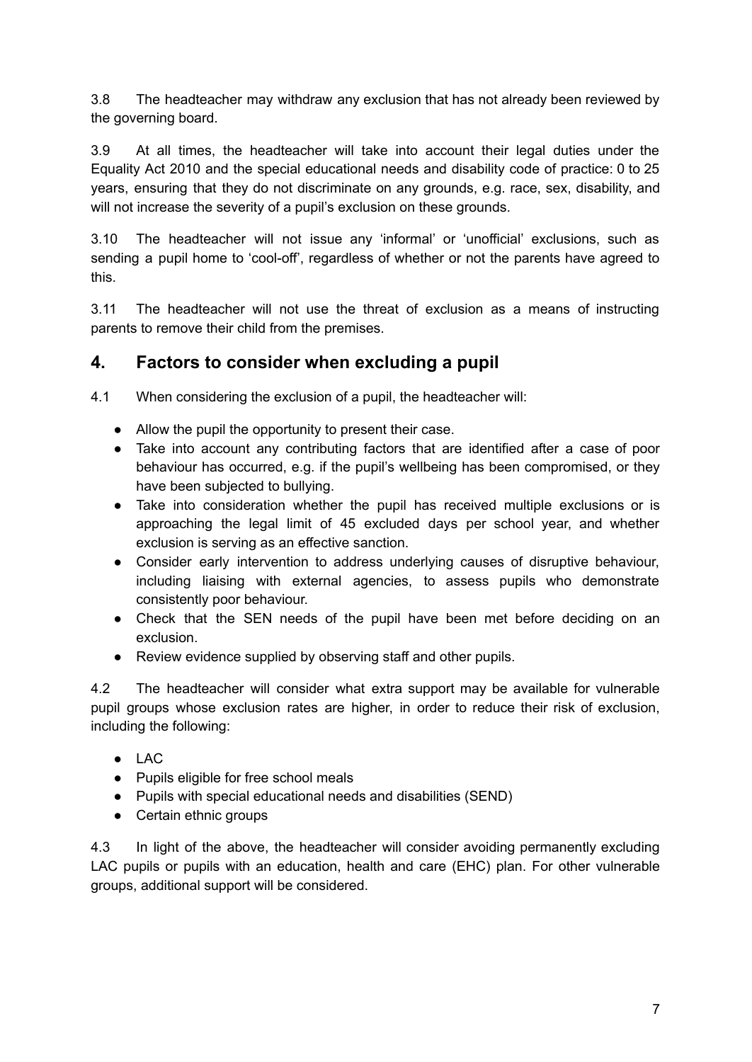3.8 The headteacher may withdraw any exclusion that has not already been reviewed by the governing board.

3.9 At all times, the headteacher will take into account their legal duties under the Equality Act 2010 and the special educational needs and disability code of practice: 0 to 25 years, ensuring that they do not discriminate on any grounds, e.g. race, sex, disability, and will not increase the severity of a pupil's exclusion on these grounds.

3.10 The headteacher will not issue any 'informal' or 'unofficial' exclusions, such as sending a pupil home to 'cool-off', regardless of whether or not the parents have agreed to this.

3.11 The headteacher will not use the threat of exclusion as a means of instructing parents to remove their child from the premises.

## 4. Factors to consider when excluding a pupil

4.1 When considering the exclusion of a pupil, the headteacher will:

- Allow the pupil the opportunity to present their case.
- Take into account any contributing factors that are identified after a case of poor behaviour has occurred, e.g. if the pupil's wellbeing has been compromised, or they have been subjected to bullying.
- Take into consideration whether the pupil has received multiple exclusions or is approaching the legal limit of 45 excluded days per school year, and whether exclusion is serving as an effective sanction.
- Consider early intervention to address underlying causes of disruptive behaviour, including liaising with external agencies, to assess pupils who demonstrate consistently poor behaviour.
- Check that the SEN needs of the pupil have been met before deciding on an exclusion.
- Review evidence supplied by observing staff and other pupils.

4.2 The headteacher will consider what extra support may be available for vulnerable pupil groups whose exclusion rates are higher, in order to reduce their risk of exclusion, including the following:

- LAC
- Pupils eligible for free school meals
- Pupils with special educational needs and disabilities (SEND)
- Certain ethnic groups

4.3 In light of the above, the headteacher will consider avoiding permanently excluding LAC pupils or pupils with an education, health and care (EHC) plan. For other vulnerable groups, additional support will be considered.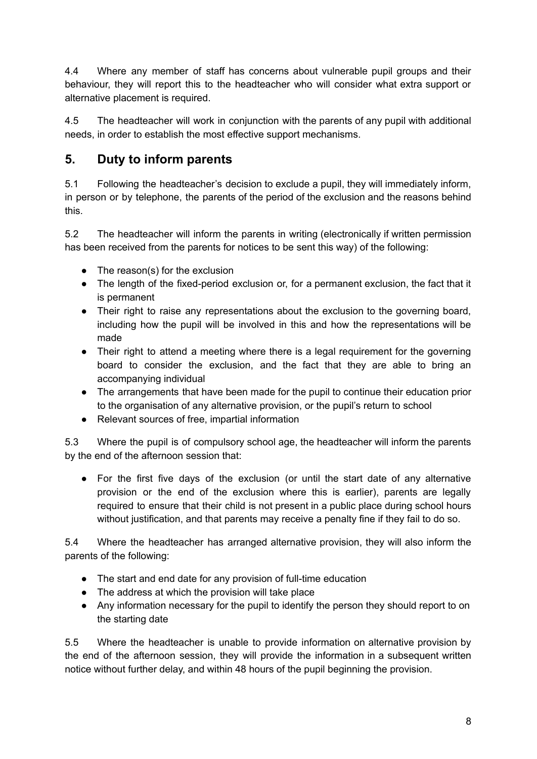4.4 Where any member of staff has concerns about vulnerable pupil groups and their behaviour, they will report this to the headteacher who will consider what extra support or alternative placement is required.

4.5 The headteacher will work in conjunction with the parents of any pupil with additional needs, in order to establish the most effective support mechanisms.

## 5. Duty to inform parents

5.1 Following the headteacher's decision to exclude a pupil, they will immediately inform, in person or by telephone, the parents of the period of the exclusion and the reasons behind this.

5.2 The headteacher will inform the parents in writing (electronically if written permission has been received from the parents for notices to be sent this way) of the following:

- The reason(s) for the exclusion
- The length of the fixed-period exclusion or, for a permanent exclusion, the fact that it is permanent
- Their right to raise any representations about the exclusion to the governing board, including how the pupil will be involved in this and how the representations will be made
- Their right to attend a meeting where there is a legal requirement for the governing board to consider the exclusion, and the fact that they are able to bring an accompanying individual
- The arrangements that have been made for the pupil to continue their education prior to the organisation of any alternative provision, or the pupil's return to school
- Relevant sources of free, impartial information

5.3 Where the pupil is of compulsory school age, the headteacher will inform the parents by the end of the afternoon session that:

- For the first five days of the exclusion (or until the start date of any alternative provision or the end of the exclusion where this is earlier), parents are legally required to ensure that their child is not present in a public place during school hours without justification, and that parents may receive a penalty fine if they fail to do so.

5.4 Where the headteacher has arranged alternative provision, they will also inform the parents of the following:

- The start and end date for any provision of full-time education
- The address at which the provision will take place
- Any information necessary for the pupil to identify the person they should report to on the starting date

5.5 Where the headteacher is unable to provide information on alternative provision by the end of the afternoon session, they will provide the information in a subsequent written notice without further delay, and within 48 hours of the pupil beginning the provision.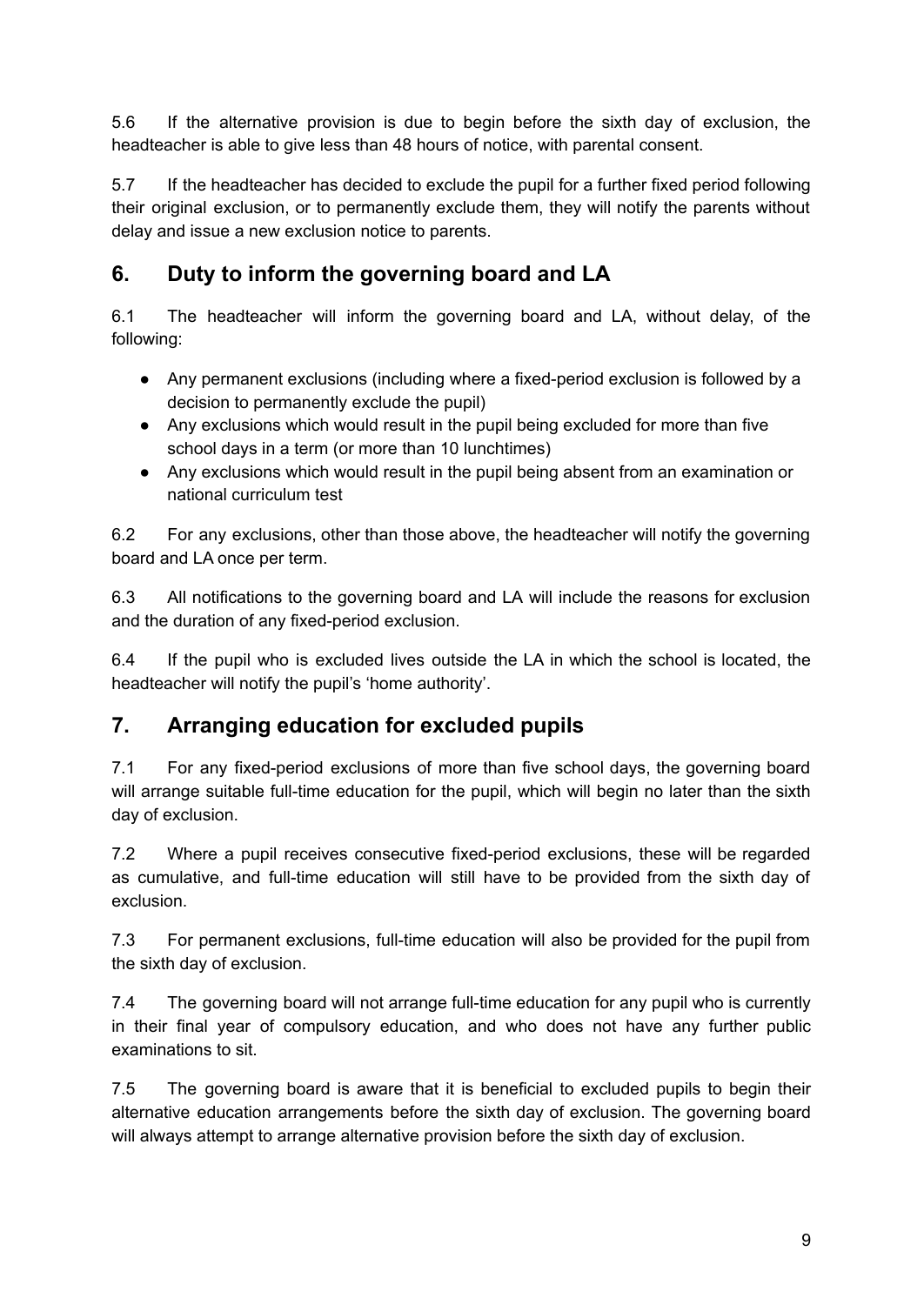5.6 If the alternative provision is due to begin before the sixth day of exclusion, the headteacher is able to give less than 48 hours of notice, with parental consent.

5.7 If the headteacher has decided to exclude the pupil for a further fixed period following their original exclusion, or to permanently exclude them, they will notify the parents without delay and issue a new exclusion notice to parents.

## 6. Duty to inform the governing board and LA

6.1 The headteacher will inform the governing board and LA, without delay, of the following:

- Any permanent exclusions (including where a fixed-period exclusion is followed by a decision to permanently exclude the pupil)
- Any exclusions which would result in the pupil being excluded for more than five school days in a term (or more than 10 lunchtimes)
- Any exclusions which would result in the pupil being absent from an examination or national curriculum test

6.2 For any exclusions, other than those above, the headteacher will notify the governing board and LA once per term.

6.3 All notifications to the governing board and LA will include the reasons for exclusion and the duration of any fixed-period exclusion.

6.4 If the pupil who is excluded lives outside the LA in which the school is located, the headteacher will notify the pupil's 'home authority'.

## 7. Arranging education for excluded pupils

7.1 For any fixed-period exclusions of more than five school days, the governing board will arrange suitable full-time education for the pupil, which will begin no later than the sixth day of exclusion.

7.2 Where a pupil receives consecutive fixed-period exclusions, these will be regarded as cumulative, and full-time education will still have to be provided from the sixth day of exclusion.

7.3 For permanent exclusions, full-time education will also be provided for the pupil from the sixth day of exclusion.

7.4 The governing board will not arrange full-time education for any pupil who is currently in their final year of compulsory education, and who does not have any further public examinations to sit.

7.5 The governing board is aware that it is beneficial to excluded pupils to begin their alternative education arrangements before the sixth day of exclusion. The governing board will always attempt to arrange alternative provision before the sixth day of exclusion.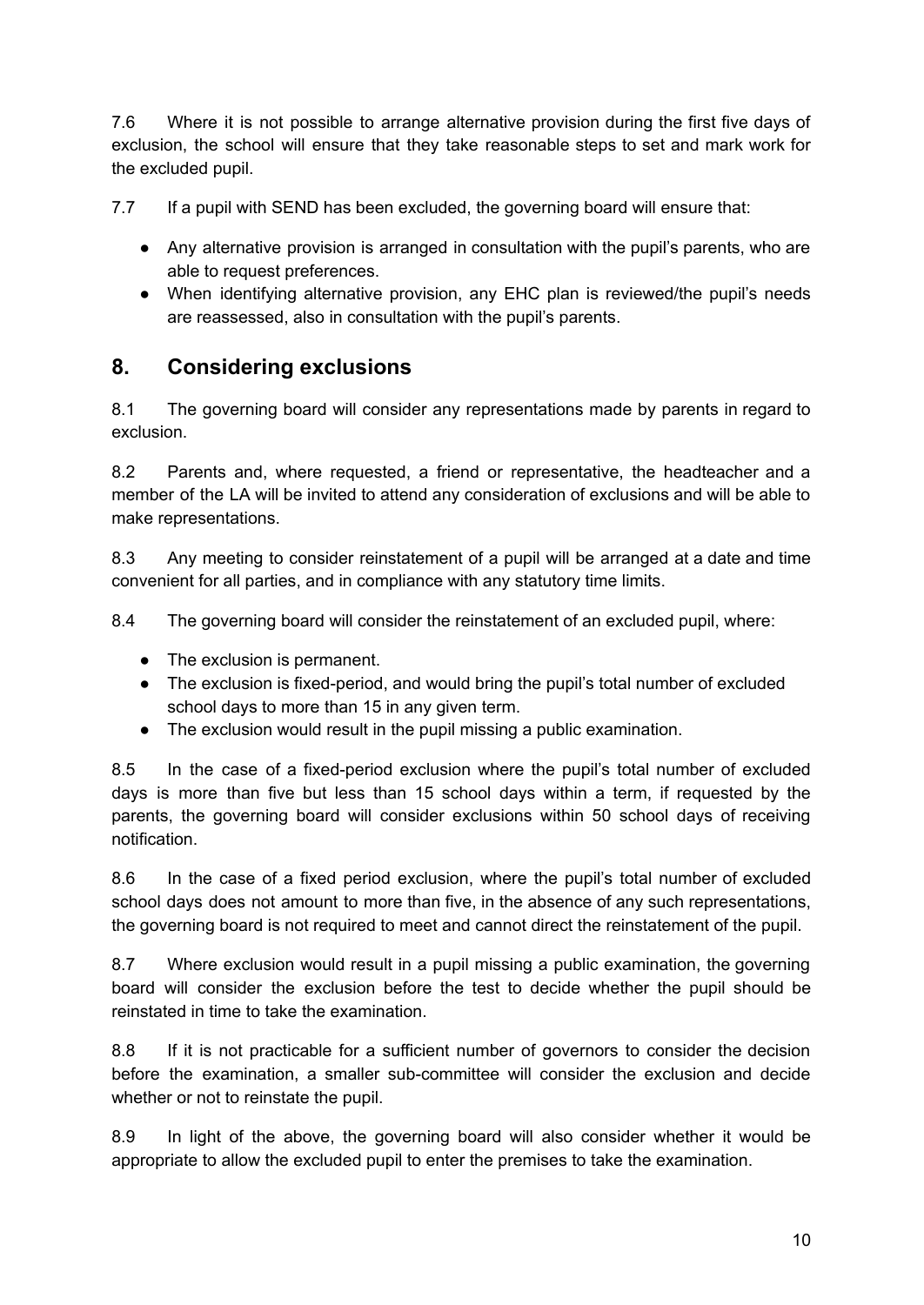7.6 Where it is not possible to arrange alternative provision during the first five days of exclusion, the school will ensure that they take reasonable steps to set and mark work for the excluded pupil.

7.7 If a pupil with SEND has been excluded, the governing board will ensure that:

- Any alternative provision is arranged in consultation with the pupil's parents, who are able to request preferences.
- When identifying alternative provision, any EHC plan is reviewed/the pupil's needs are reassessed, also in consultation with the pupil's parents.

## 8. Considering exclusions

8.1 The governing board will consider any representations made by parents in regard to exclusion.

8.2 Parents and, where requested, a friend or representative, the headteacher and a member of the LA will be invited to attend any consideration of exclusions and will be able to make representations.

8.3 Any meeting to consider reinstatement of a pupil will be arranged at a date and time convenient for all parties, and in compliance with any statutory time limits.

8.4 The governing board will consider the reinstatement of an excluded pupil, where:

- The exclusion is permanent.
- The exclusion is fixed-period, and would bring the pupil's total number of excluded school days to more than 15 in any given term.
- The exclusion would result in the pupil missing a public examination.

8.5 In the case of a fixed-period exclusion where the pupil's total number of excluded days is more than five but less than 15 school days within a term, if requested by the parents, the governing board will consider exclusions within 50 school days of receiving notification.

8.6 In the case of a fixed period exclusion, where the pupil's total number of excluded school days does not amount to more than five, in the absence of any such representations, the governing board is not required to meet and cannot direct the reinstatement of the pupil.

8.7 Where exclusion would result in a pupil missing a public examination, the governing board will consider the exclusion before the test to decide whether the pupil should be reinstated in time to take the examination.

8.8 If it is not practicable for a sufficient number of governors to consider the decision before the examination, a smaller sub-committee will consider the exclusion and decide whether or not to reinstate the pupil.

8.9 In light of the above, the governing board will also consider whether it would be appropriate to allow the excluded pupil to enter the premises to take the examination.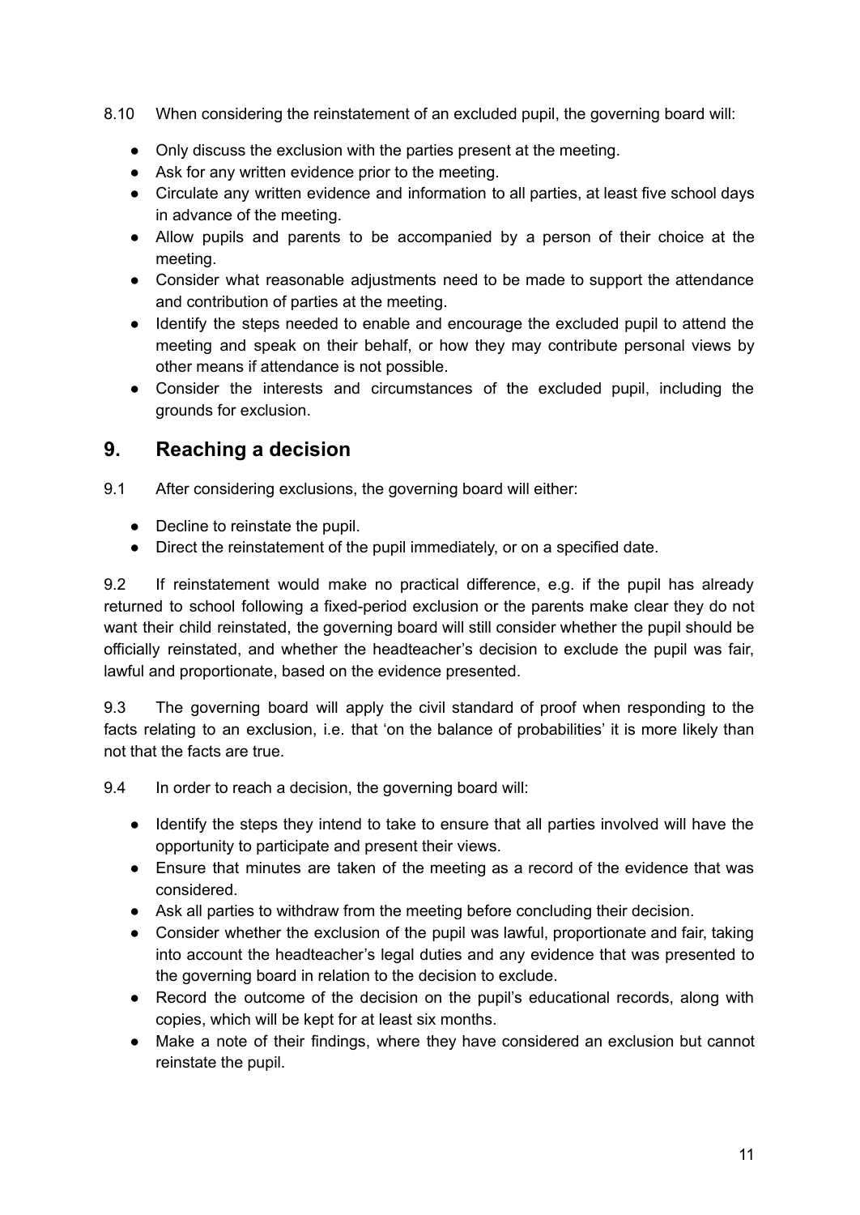8.10 When considering the reinstatement of an excluded pupil, the governing board will:

- Only discuss the exclusion with the parties present at the meeting.
- Ask for any written evidence prior to the meeting.
- Circulate any written evidence and information to all parties, at least five school days in advance of the meeting.
- Allow pupils and parents to be accompanied by a person of their choice at the meeting.
- Consider what reasonable adjustments need to be made to support the attendance and contribution of parties at the meeting.
- Identify the steps needed to enable and encourage the excluded pupil to attend the meeting and speak on their behalf, or how they may contribute personal views by other means if attendance is not possible.
- Consider the interests and circumstances of the excluded pupil, including the grounds for exclusion.

## 9. Reaching a decision

9.1 After considering exclusions, the governing board will either:

- Decline to reinstate the pupil.
- Direct the reinstatement of the pupil immediately, or on a specified date.

9.2 If reinstatement would make no practical difference, e.g. if the pupil has already returned to school following a fixed-period exclusion or the parents make clear they do not want their child reinstated, the governing board will still consider whether the pupil should be officially reinstated, and whether the headteacher's decision to exclude the pupil was fair, lawful and proportionate, based on the evidence presented.

9.3 The governing board will apply the civil standard of proof when responding to the facts relating to an exclusion, i.e. that 'on the balance of probabilities' it is more likely than not that the facts are true.

9.4 In order to reach a decision, the governing board will:

- Identify the steps they intend to take to ensure that all parties involved will have the opportunity to participate and present their views.
- Ensure that minutes are taken of the meeting as a record of the evidence that was considered.
- Ask all parties to withdraw from the meeting before concluding their decision.
- Consider whether the exclusion of the pupil was lawful, proportionate and fair, taking into account the headteacher's legal duties and any evidence that was presented to the governing board in relation to the decision to exclude.
- Record the outcome of the decision on the pupil's educational records, along with copies, which will be kept for at least six months.
- Make a note of their findings, where they have considered an exclusion but cannot reinstate the pupil.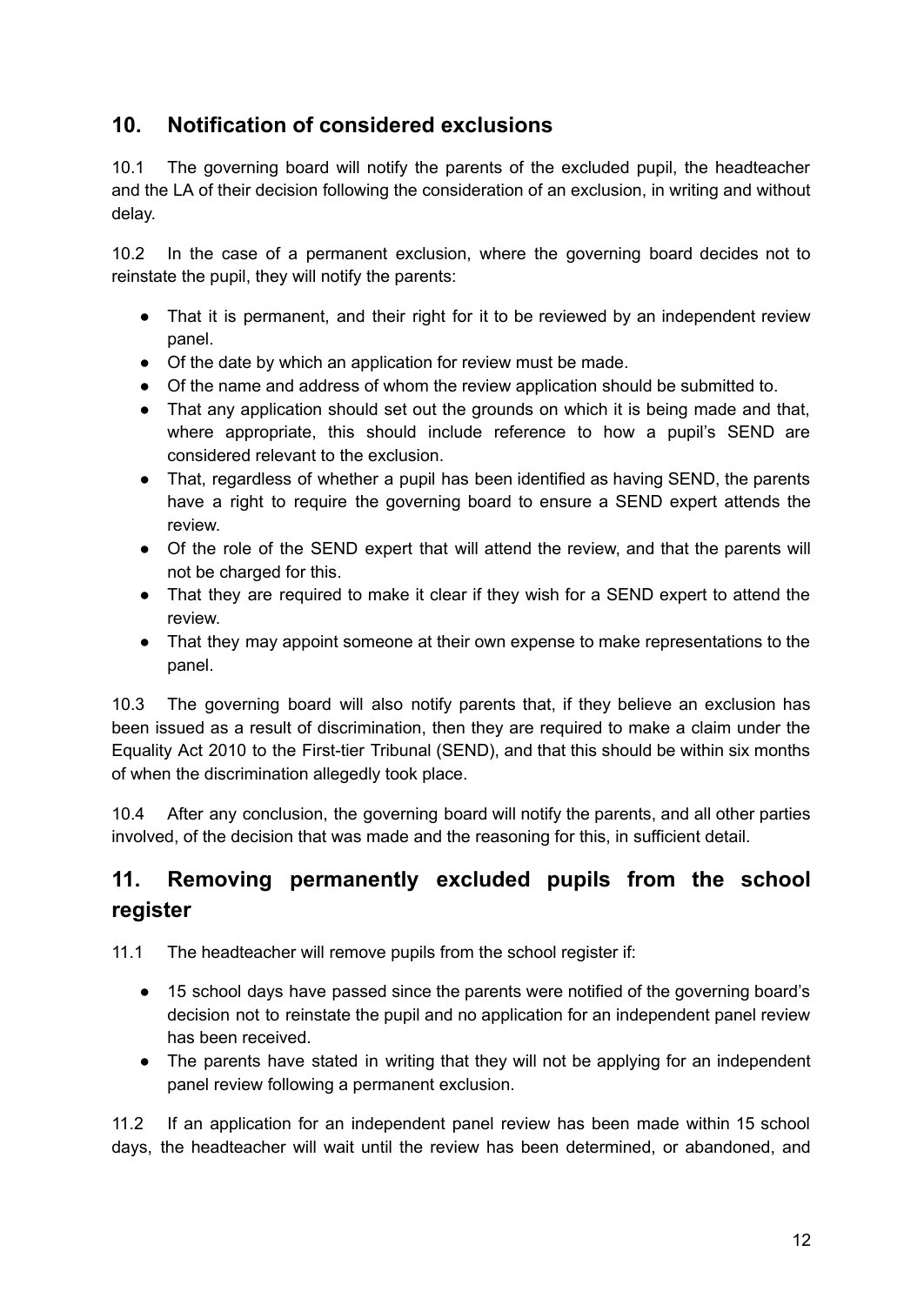## 10. Notification of considered exclusions

10.1 The governing board will notify the parents of the excluded pupil, the headteacher and the LA of their decision following the consideration of an exclusion, in writing and without delay.

10.2 In the case of a permanent exclusion, where the governing board decides not to reinstate the pupil, they will notify the parents:

- That it is permanent, and their right for it to be reviewed by an independent review panel.
- Of the date by which an application for review must be made.
- Of the name and address of whom the review application should be submitted to.
- That any application should set out the grounds on which it is being made and that, where appropriate, this should include reference to how a pupil's SEND are considered relevant to the exclusion.
- That, regardless of whether a pupil has been identified as having SEND, the parents have a right to require the governing board to ensure a SEND expert attends the review.
- Of the role of the SEND expert that will attend the review, and that the parents will not be charged for this.
- That they are required to make it clear if they wish for a SEND expert to attend the review.
- That they may appoint someone at their own expense to make representations to the panel.

10.3 The governing board will also notify parents that, if they believe an exclusion has been issued as a result of discrimination, then they are required to make a claim under the Equality Act 2010 to the First-tier Tribunal (SEND), and that this should be within six months of when the discrimination allegedly took place.

10.4 After any conclusion, the governing board will notify the parents, and all other parties involved, of the decision that was made and the reasoning for this, in sufficient detail.

## 11. Removing permanently excluded pupils from the school register

11.1 The headteacher will remove pupils from the school register if:

- 15 school days have passed since the parents were notified of the governing board's decision not to reinstate the pupil and no application for an independent panel review has been received.
- The parents have stated in writing that they will not be applying for an independent panel review following a permanent exclusion.

11.2 If an application for an independent panel review has been made within 15 school days, the headteacher will wait until the review has been determined, or abandoned, and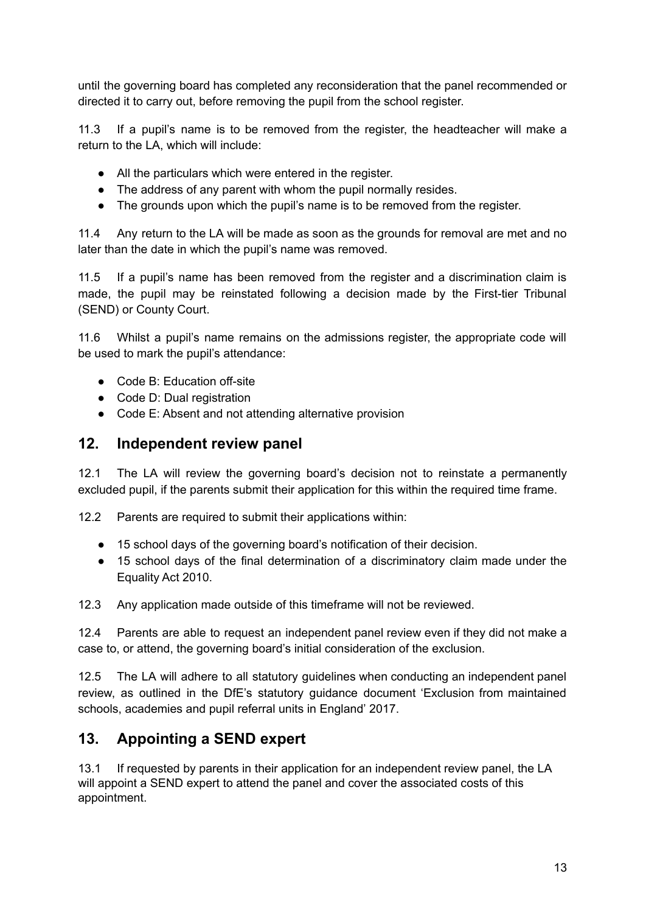until the governing board has completed any reconsideration that the panel recommended or directed it to carry out, before removing the pupil from the school register.

11.3 If a pupil's name is to be removed from the register, the headteacher will make a return to the LA, which will include:

- All the particulars which were entered in the register.
- The address of any parent with whom the pupil normally resides.
- The grounds upon which the pupil's name is to be removed from the register.

11.4 Any return to the LA will be made as soon as the grounds for removal are met and no later than the date in which the pupil's name was removed.

11.5 If a pupil's name has been removed from the register and a discrimination claim is made, the pupil may be reinstated following a decision made by the First-tier Tribunal (SEND) or County Court.

11.6 Whilst a pupil's name remains on the admissions register, the appropriate code will be used to mark the pupil's attendance:

- Code B: Education off-site
- Code D: Dual registration
- Code E: Absent and not attending alternative provision

## 12. Independent review panel

12.1 The LA will review the governing board's decision not to reinstate a permanently excluded pupil, if the parents submit their application for this within the required time frame.

12.2 Parents are required to submit their applications within:

- 15 school days of the governing board's notification of their decision.
- 15 school days of the final determination of a discriminatory claim made under the Equality Act 2010.

12.3 Any application made outside of this timeframe will not be reviewed.

12.4 Parents are able to request an independent panel review even if they did not make a case to, or attend, the governing board's initial consideration of the exclusion.

12.5 The LA will adhere to all statutory guidelines when conducting an independent panel review, as outlined in the DfE's statutory guidance document 'Exclusion from maintained schools, academies and pupil referral units in England' 2017.

## 13. Appointing a SEND expert

13.1 If requested by parents in their application for an independent review panel, the LA will appoint a SEND expert to attend the panel and cover the associated costs of this appointment.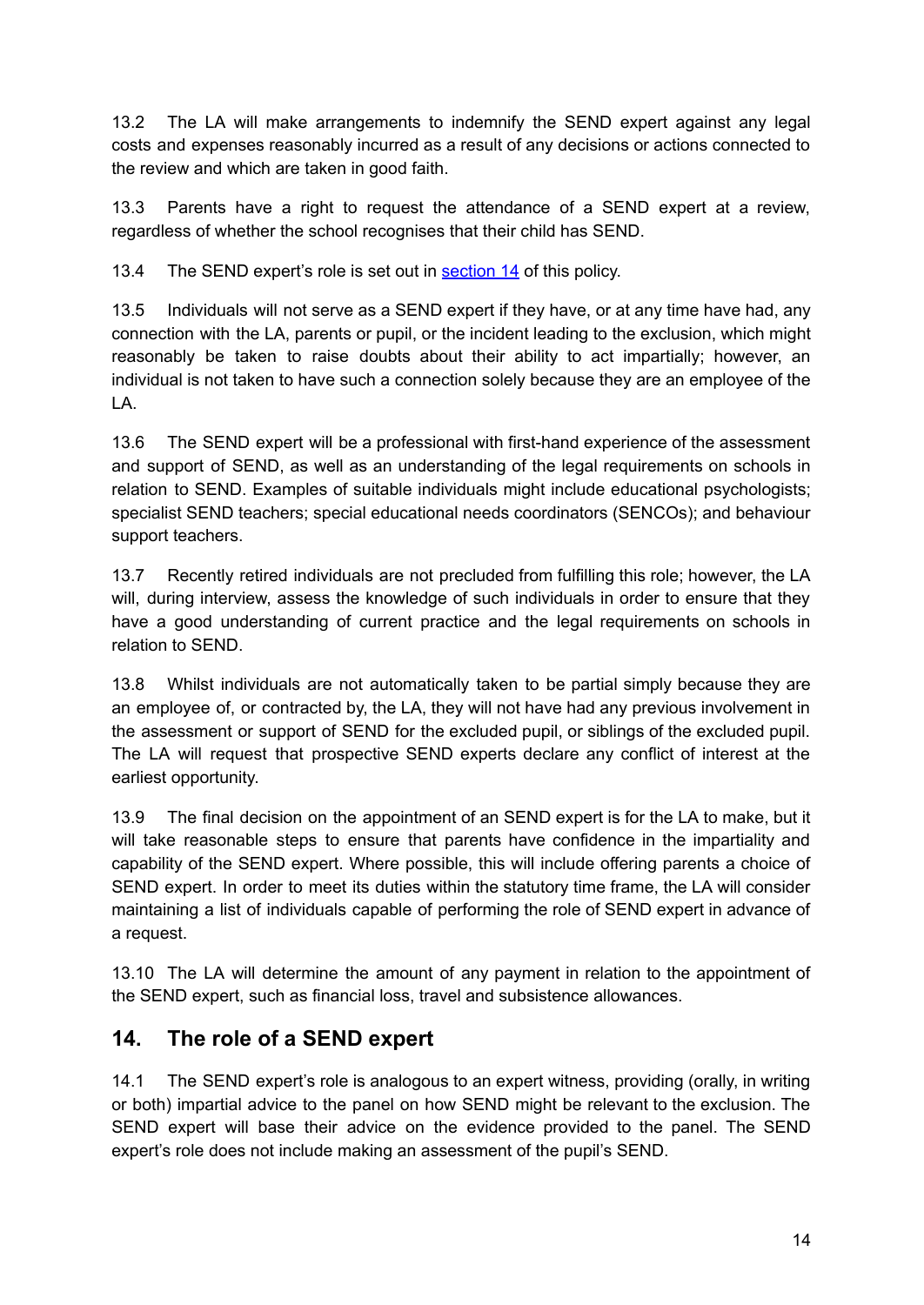13.2 The LA will make arrangements to indemnify the SEND expert against any legal costs and expenses reasonably incurred as a result of any decisions or actions connected to the review and which are taken in good faith.

13.3 Parents have a right to request the attendance of a SEND expert at a review, regardless of whether the school recognises that their child has SEND.

13.4 The SEND expert's role is set out in [section 14](#) of this policy.

13.5 Individuals will not serve as a SEND expert if they have, or at any time have had, any connection with the LA, parents or pupil, or the incident leading to the exclusion, which might reasonably be taken to raise doubts about their ability to act impartially; however, an individual is not taken to have such a connection solely because they are an employee of the LA.

13.6 The SEND expert will be a professional with first-hand experience of the assessment and support of SEND, as well as an understanding of the legal requirements on schools in relation to SEND. Examples of suitable individuals might include educational psychologists; specialist SEND teachers; special educational needs coordinators (SENCOs); and behaviour support teachers.

13.7 Recently retired individuals are not precluded from fulfilling this role; however, the LA will, during interview, assess the knowledge of such individuals in order to ensure that they have a good understanding of current practice and the legal requirements on schools in relation to SEND.

13.8 Whilst individuals are not automatically taken to be partial simply because they are an employee of, or contracted by, the LA, they will not have had any previous involvement in the assessment or support of SEND for the excluded pupil, or siblings of the excluded pupil. The LA will request that prospective SEND experts declare any conflict of interest at the earliest opportunity.

13.9 The final decision on the appointment of an SEND expert is for the LA to make, but it will take reasonable steps to ensure that parents have confidence in the impartiality and capability of the SEND expert. Where possible, this will include offering parents a choice of SEND expert. In order to meet its duties within the statutory time frame, the LA will consider maintaining a list of individuals capable of performing the role of SEND expert in advance of a request.

13.10 The LA will determine the amount of any payment in relation to the appointment of the SEND expert, such as financial loss, travel and subsistence allowances.

## 14. The role of a SEND expert

14.1 The SEND expert's role is analogous to an expert witness, providing (orally, in writing or both) impartial advice to the panel on how SEND might be relevant to the exclusion. The SEND expert will base their advice on the evidence provided to the panel. The SEND expert's role does not include making an assessment of the pupil's SEND.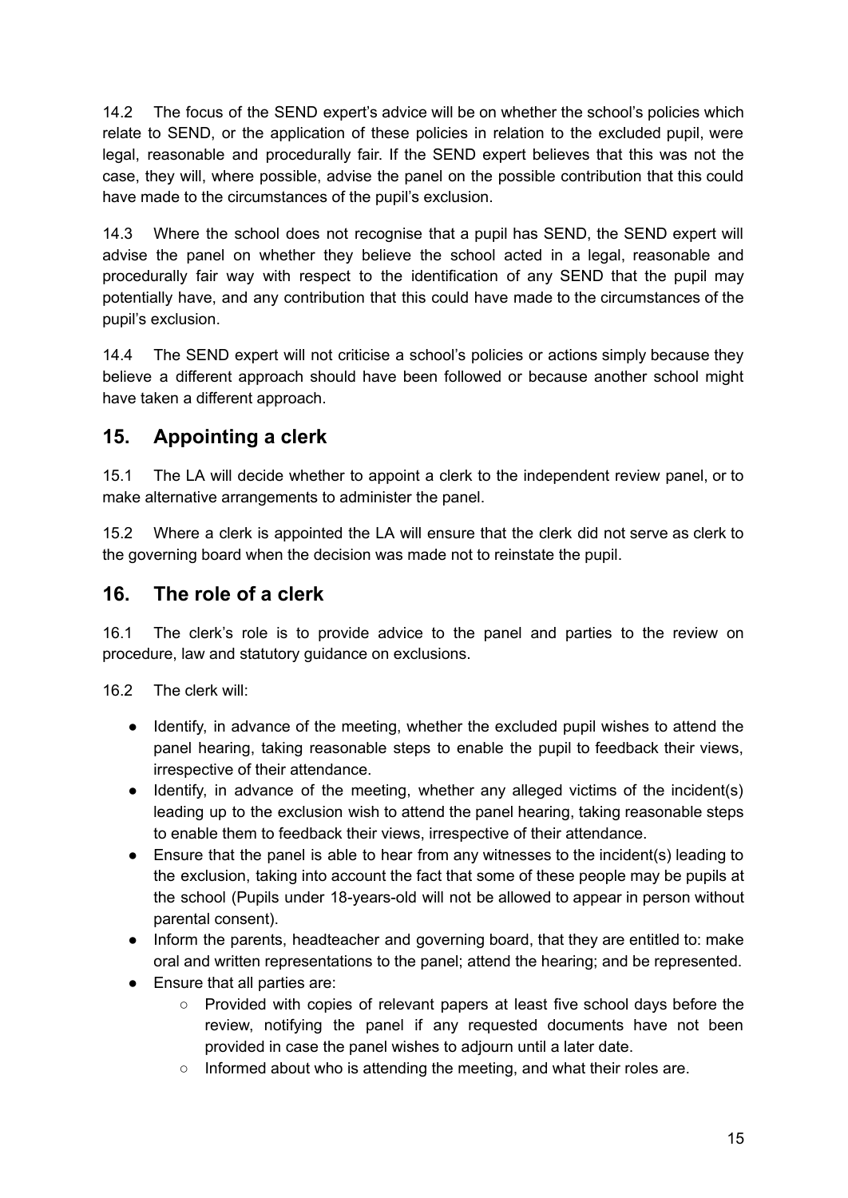14.2 The focus of the SEND expert's advice will be on whether the school's policies which relate to SEND, or the application of these policies in relation to the excluded pupil, were legal, reasonable and procedurally fair. If the SEND expert believes that this was not the case, they will, where possible, advise the panel on the possible contribution that this could have made to the circumstances of the pupil's exclusion.

14.3 Where the school does not recognise that a pupil has SEND, the SEND expert will advise the panel on whether they believe the school acted in a legal, reasonable and procedurally fair way with respect to the identification of any SEND that the pupil may potentially have, and any contribution that this could have made to the circumstances of the pupil's exclusion.

14.4 The SEND expert will not criticise a school's policies or actions simply because they believe a different approach should have been followed or because another school might have taken a different approach.

## 15. Appointing a clerk

15.1 The LA will decide whether to appoint a clerk to the independent review panel, or to make alternative arrangements to administer the panel.

15.2 Where a clerk is appointed the LA will ensure that the clerk did not serve as clerk to the governing board when the decision was made not to reinstate the pupil.

## 16. The role of a clerk

16.1 The clerk's role is to provide advice to the panel and parties to the review on procedure, law and statutory guidance on exclusions.

16.2 The clerk will:

- Identify, in advance of the meeting, whether the excluded pupil wishes to attend the panel hearing, taking reasonable steps to enable the pupil to feedback their views, irrespective of their attendance.
- Identify, in advance of the meeting, whether any alleged victims of the incident(s) leading up to the exclusion wish to attend the panel hearing, taking reasonable steps to enable them to feedback their views, irrespective of their attendance.
- Ensure that the panel is able to hear from any witnesses to the incident(s) leading to the exclusion, taking into account the fact that some of these people may be pupils at the school (Pupils under 18-years-old will not be allowed to appear in person without parental consent).
- Inform the parents, headteacher and governing board, that they are entitled to: make oral and written representations to the panel; attend the hearing; and be represented.
- Ensure that all parties are:
  - Provided with copies of relevant papers at least five school days before the review, notifying the panel if any requested documents have not been provided in case the panel wishes to adjourn until a later date.
  - Informed about who is attending the meeting, and what their roles are.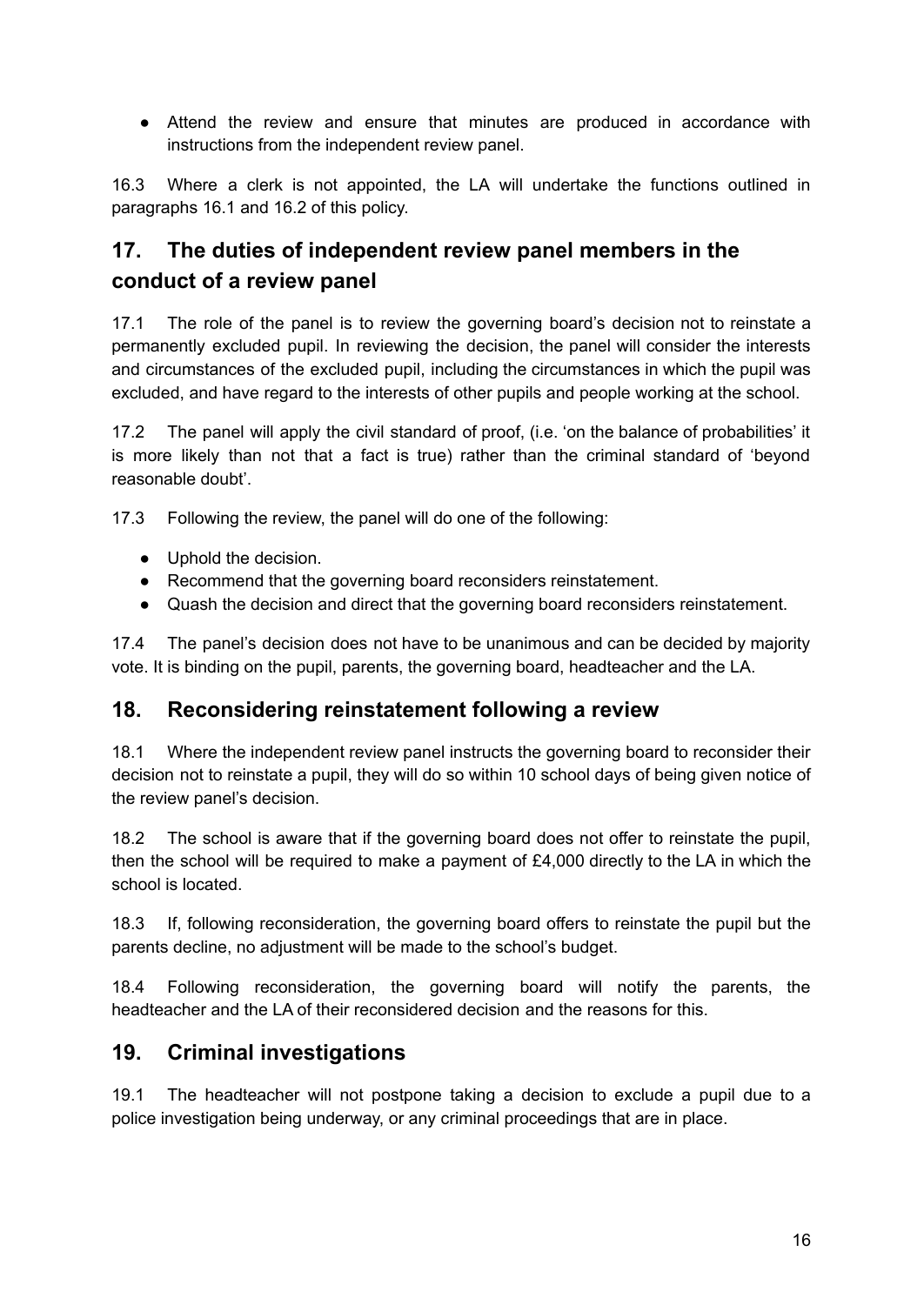- Attend the review and ensure that minutes are produced in accordance with instructions from the independent review panel.

16.3 Where a clerk is not appointed, the LA will undertake the functions outlined in paragraphs 16.1 and 16.2 of this policy.

## 17. The duties of independent review panel members in the conduct of a review panel

17.1 The role of the panel is to review the governing board's decision not to reinstate a permanently excluded pupil. In reviewing the decision, the panel will consider the interests and circumstances of the excluded pupil, including the circumstances in which the pupil was excluded, and have regard to the interests of other pupils and people working at the school.

17.2 The panel will apply the civil standard of proof, (i.e. 'on the balance of probabilities' it is more likely than not that a fact is true) rather than the criminal standard of 'beyond reasonable doubt'.

17.3 Following the review, the panel will do one of the following:

- Uphold the decision.
- Recommend that the governing board reconsiders reinstatement.
- Quash the decision and direct that the governing board reconsiders reinstatement.

17.4 The panel's decision does not have to be unanimous and can be decided by majority vote. It is binding on the pupil, parents, the governing board, headteacher and the LA.

## 18. Reconsidering reinstatement following a review

18.1 Where the independent review panel instructs the governing board to reconsider their decision not to reinstate a pupil, they will do so within 10 school days of being given notice of the review panel's decision.

18.2 The school is aware that if the governing board does not offer to reinstate the pupil, then the school will be required to make a payment of £4,000 directly to the LA in which the school is located.

18.3 If, following reconsideration, the governing board offers to reinstate the pupil but the parents decline, no adjustment will be made to the school's budget.

18.4 Following reconsideration, the governing board will notify the parents, the headteacher and the LA of their reconsidered decision and the reasons for this.

## 19. Criminal investigations

19.1 The headteacher will not postpone taking a decision to exclude a pupil due to a police investigation being underway, or any criminal proceedings that are in place.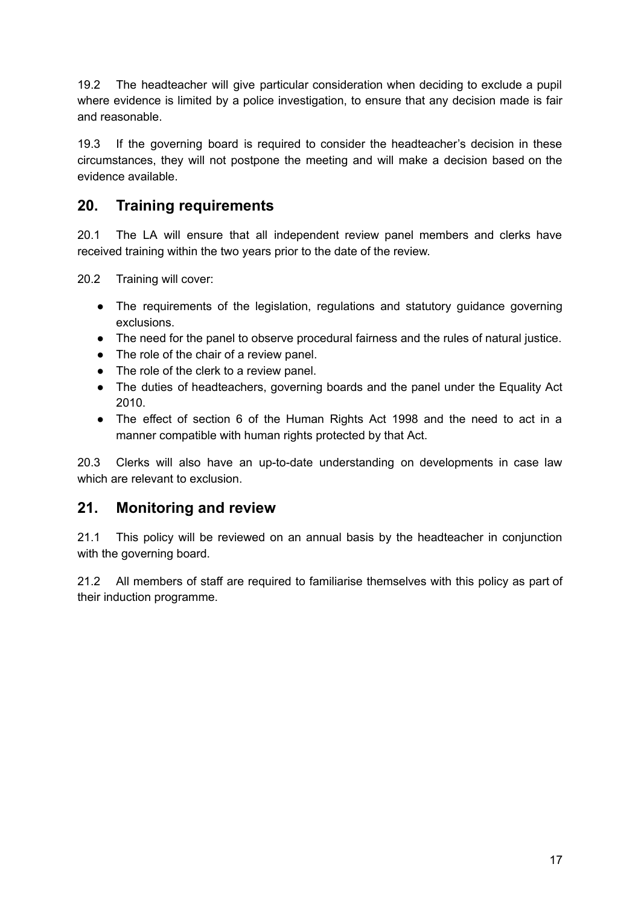19.2 The headteacher will give particular consideration when deciding to exclude a pupil where evidence is limited by a police investigation, to ensure that any decision made is fair and reasonable.

19.3 If the governing board is required to consider the headteacher's decision in these circumstances, they will not postpone the meeting and will make a decision based on the evidence available.

## 20. Training requirements

20.1 The LA will ensure that all independent review panel members and clerks have received training within the two years prior to the date of the review.

20.2 Training will cover:

- The requirements of the legislation, regulations and statutory guidance governing exclusions.
- The need for the panel to observe procedural fairness and the rules of natural justice.
- The role of the chair of a review panel.
- The role of the clerk to a review panel.
- The duties of headteachers, governing boards and the panel under the Equality Act 2010.
- The effect of section 6 of the Human Rights Act 1998 and the need to act in a manner compatible with human rights protected by that Act.

20.3 Clerks will also have an up-to-date understanding on developments in case law which are relevant to exclusion.

## 21. Monitoring and review

21.1 This policy will be reviewed on an annual basis by the headteacher in conjunction with the governing board.

21.2 All members of staff are required to familiarise themselves with this policy as part of their induction programme.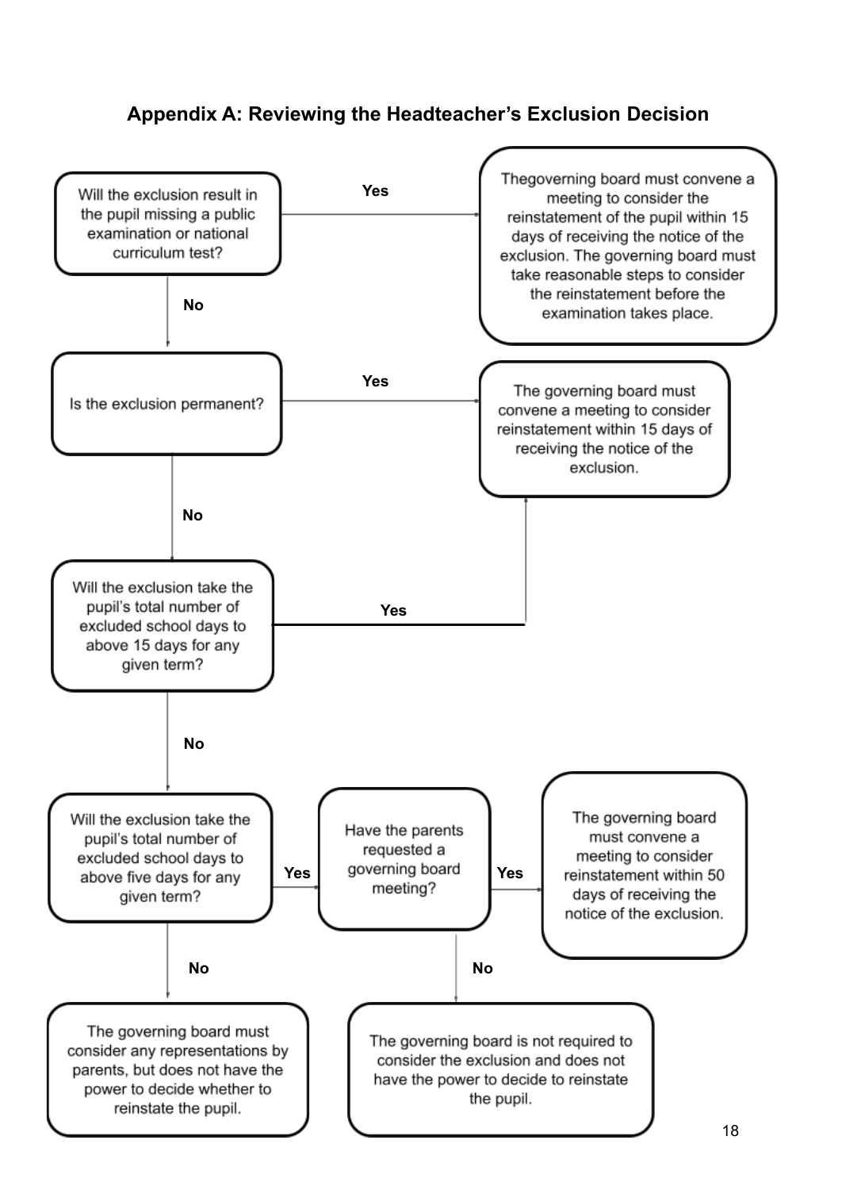## Appendix A: Reviewing the Headteacher's Exclusion Decision

Will the exclusion result in the pupil missing a public examination or national curriculum test?

Yes

Thegoverning board must convene a meeting to consider the reinstatement of the pupil within 15 days of receiving the notice of the exclusion. The governing board must take reasonable steps to consider the reinstatement before the examination takes place.

No

Is the exclusion permanent?

Yes

The governing board must convene a meeting to consider reinstatement within 15 days of receiving the notice of the exclusion.

No

Will the exclusion take the pupil's total number of excluded school days to above 15 days for any given term?

Yes

No

Will the exclusion take the pupil's total number of excluded school days to above five days for any given term?

Yes

Have the parents requested a governing board meeting?

Yes

The governing board must convene a meeting to consider reinstatement within 50 days of receiving the notice of the exclusion.

No

The governing board must consider any representations by parents, but does not have the power to decide whether to reinstate the pupil.

No

The governing board is not required to consider the exclusion and does not have the power to decide to reinstate the pupil.